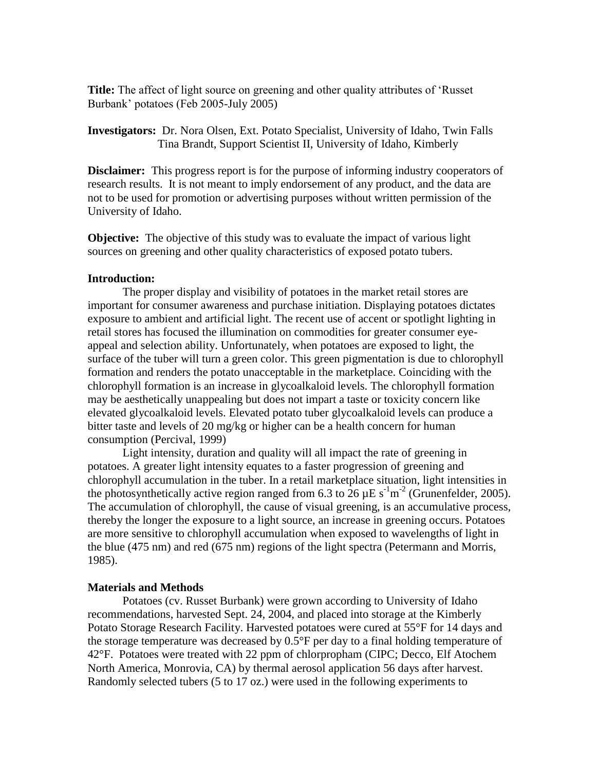**Title:** The affect of light source on greening and other quality attributes of 'Russet Burbank' potatoes (Feb 2005-July 2005)

**Investigators:** Dr. Nora Olsen, Ext. Potato Specialist, University of Idaho, Twin Falls
Tina Brandt, Support Scientist II, University of Idaho, Kimberly

**Disclaimer:** This progress report is for the purpose of informing industry cooperators of research results. It is not meant to imply endorsement of any product, and the data are not to be used for promotion or advertising purposes without written permission of the University of Idaho.

**Objective:** The objective of this study was to evaluate the impact of various light sources on greening and other quality characteristics of exposed potato tubers.

**Introduction:**

The proper display and visibility of potatoes in the market retail stores are important for consumer awareness and purchase initiation. Displaying potatoes dictates exposure to ambient and artificial light. The recent use of accent or spotlight lighting in retail stores has focused the illumination on commodities for greater consumer eye-appeal and selection ability. Unfortunately, when potatoes are exposed to light, the surface of the tuber will turn a green color. This green pigmentation is due to chlorophyll formation and renders the potato unacceptable in the marketplace. Coinciding with the chlorophyll formation is an increase in glycoalkaloid levels. The chlorophyll formation may be aesthetically unappealing but does not impart a taste or toxicity concern like elevated glycoalkaloid levels. Elevated potato tuber glycoalkaloid levels can produce a bitter taste and levels of 20 mg/kg or higher can be a health concern for human consumption (Percival, 1999)

Light intensity, duration and quality will all impact the rate of greening in potatoes. A greater light intensity equates to a faster progression of greening and chlorophyll accumulation in the tuber. In a retail marketplace situation, light intensities in the photosynthetically active region ranged from 6.3 to 26 $\mu E\ s^{-1} m^{-2}$ (Grunenfelder, 2005). The accumulation of chlorophyll, the cause of visual greening, is an accumulative process, thereby the longer the exposure to a light source, an increase in greening occurs. Potatoes are more sensitive to chlorophyll accumulation when exposed to wavelengths of light in the blue (475 nm) and red (675 nm) regions of the light spectra (Petermann and Morris, 1985).

**Materials and Methods**

Potatoes (cv. Russet Burbank) were grown according to University of Idaho recommendations, harvested Sept. 24, 2004, and placed into storage at the Kimberly Potato Storage Research Facility. Harvested potatoes were cured at 55°F for 14 days and the storage temperature was decreased by 0.5°F per day to a final holding temperature of 42°F. Potatoes were treated with 22 ppm of chlorpropham (CIPC; Decco, Elf Atochem North America, Monrovia, CA) by thermal aerosol application 56 days after harvest. Randomly selected tubers (5 to 17 oz.) were used in the following experiments to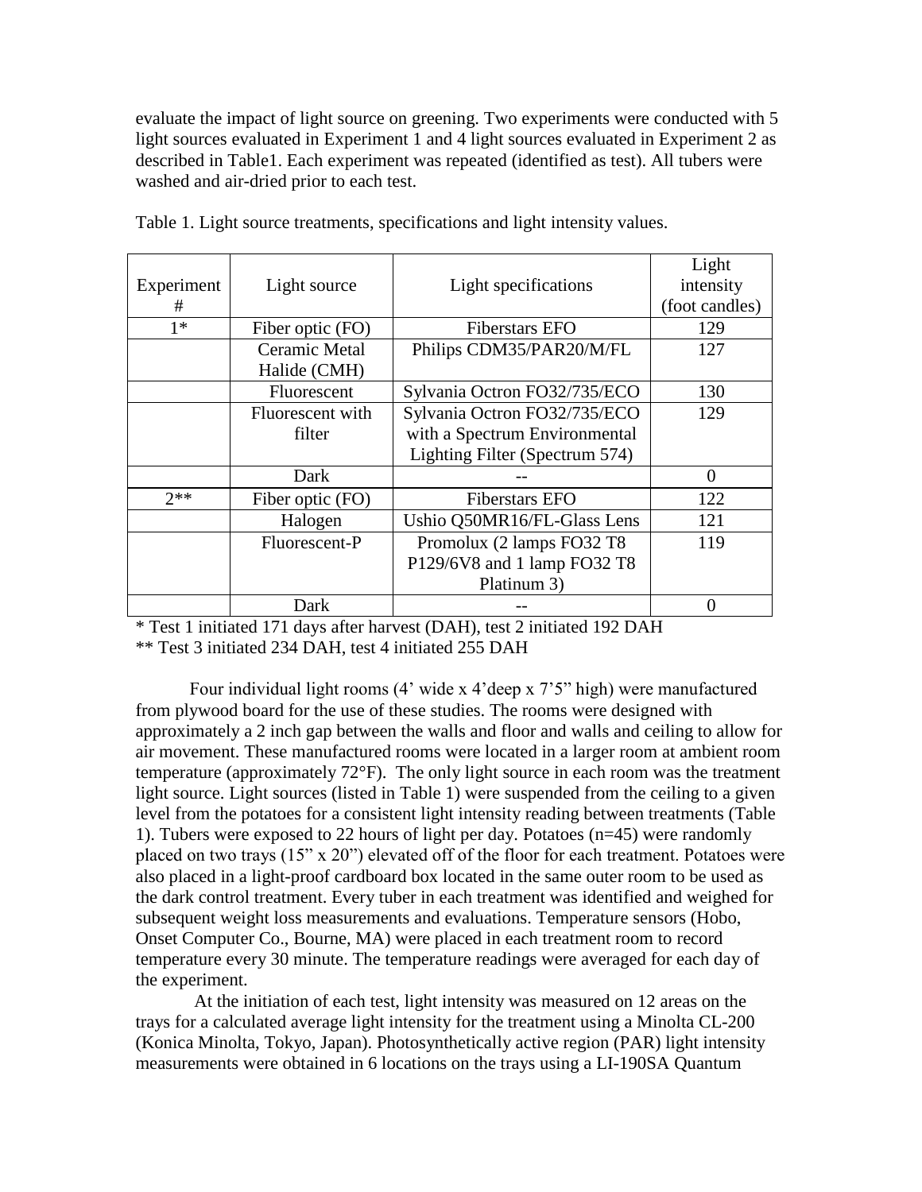evaluate the impact of light source on greening. Two experiments were conducted with 5 light sources evaluated in Experiment 1 and 4 light sources evaluated in Experiment 2 as described in Table1. Each experiment was repeated (identified as test). All tubers were washed and air-dried prior to each test.

Table 1. Light source treatments, specifications and light intensity values.

| Experiment # | Light source | Light specifications | Light intensity (foot candles) |
|---|---|---|---|
| 1* | Fiber optic (FO) | Fiberstars EFO | 129 |
| | Ceramic Metal Halide (CMH) | Philips CDM35/PAR20/M/FL | 127 |
| | Fluorescent | Sylvania Octron FO32/735/ECO | 130 |
| | Fluorescent with filter | Sylvania Octron FO32/735/ECO with a Spectrum Environmental Lighting Filter (Spectrum 574) | 129 |
| | Dark | -- | 0 |
| 2** | Fiber optic (FO) | Fiberstars EFO | 122 |
| | Halogen | Ushio Q50MR16/FL-Glass Lens | 121 |
| | Fluorescent-P | Promolux (2 lamps FO32 T8 P129/6V8 and 1 lamp FO32 T8 Platinum 3) | 119 |
| | Dark | -- | 0 |

\* Test 1 initiated 171 days after harvest (DAH), test 2 initiated 192 DAH

** Test 3 initiated 234 DAH, test 4 initiated 255 DAH

Four individual light rooms (4' wide x 4'deep x 7'5" high) were manufactured from plywood board for the use of these studies. The rooms were designed with approximately a 2 inch gap between the walls and floor and walls and ceiling to allow for air movement. These manufactured rooms were located in a larger room at ambient room temperature (approximately 72°F). The only light source in each room was the treatment light source. Light sources (listed in Table 1) were suspended from the ceiling to a given level from the potatoes for a consistent light intensity reading between treatments (Table 1). Tubers were exposed to 22 hours of light per day. Potatoes (n=45) were randomly placed on two trays (15" x 20") elevated off of the floor for each treatment. Potatoes were also placed in a light-proof cardboard box located in the same outer room to be used as the dark control treatment. Every tuber in each treatment was identified and weighed for subsequent weight loss measurements and evaluations. Temperature sensors (Hobo, Onset Computer Co., Bourne, MA) were placed in each treatment room to record temperature every 30 minute. The temperature readings were averaged for each day of the experiment.

At the initiation of each test, light intensity was measured on 12 areas on the trays for a calculated average light intensity for the treatment using a Minolta CL-200 (Konica Minolta, Tokyo, Japan). Photosynthetically active region (PAR) light intensity measurements were obtained in 6 locations on the trays using a LI-190SA Quantum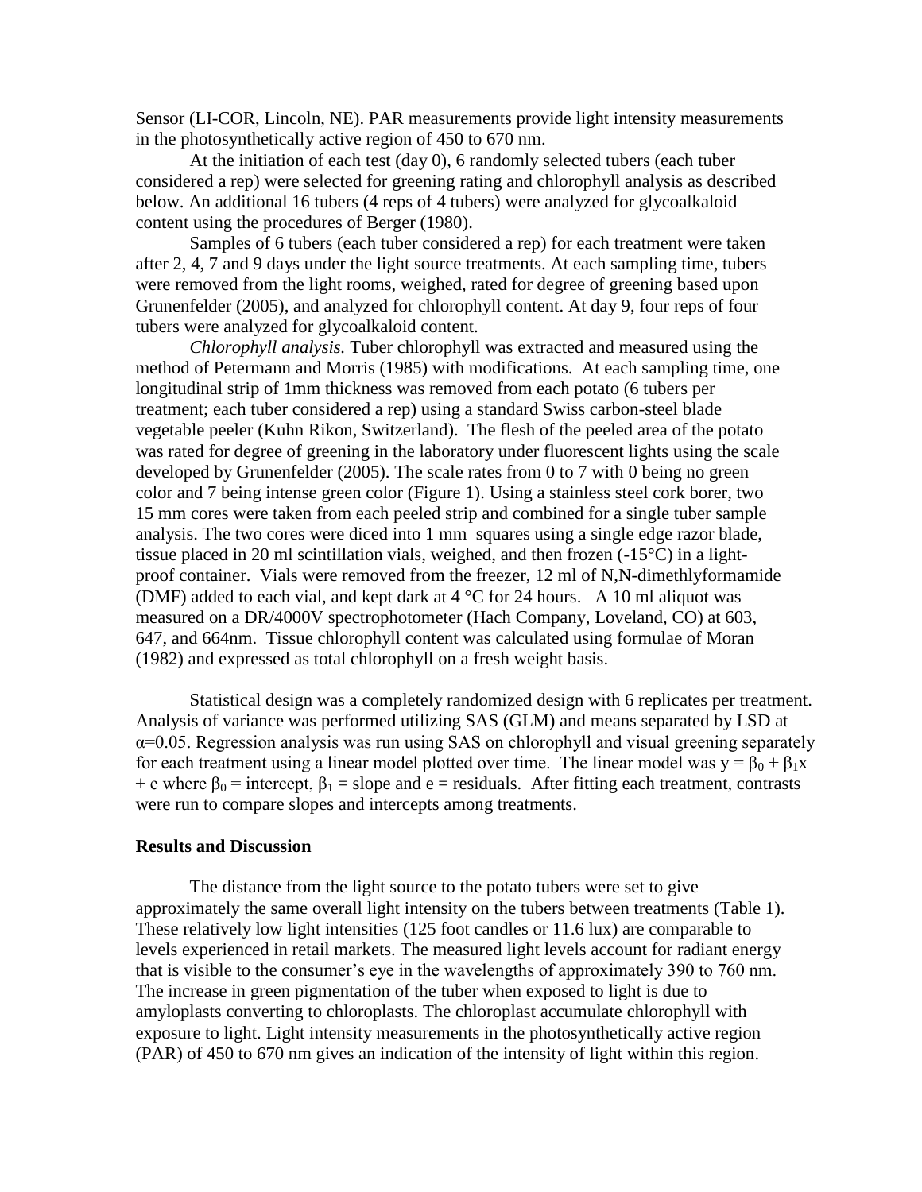Sensor (LI-COR, Lincoln, NE). PAR measurements provide light intensity measurements in the photosynthetically active region of 450 to 670 nm.

At the initiation of each test (day 0), 6 randomly selected tubers (each tuber considered a rep) were selected for greening rating and chlorophyll analysis as described below. An additional 16 tubers (4 reps of 4 tubers) were analyzed for glycoalkaloid content using the procedures of Berger (1980).

Samples of 6 tubers (each tuber considered a rep) for each treatment were taken after 2, 4, 7 and 9 days under the light source treatments. At each sampling time, tubers were removed from the light rooms, weighed, rated for degree of greening based upon Grunenfelder (2005), and analyzed for chlorophyll content. At day 9, four reps of four tubers were analyzed for glycoalkaloid content.

*Chlorophyll analysis.* Tuber chlorophyll was extracted and measured using the method of Petermann and Morris (1985) with modifications. At each sampling time, one longitudinal strip of 1mm thickness was removed from each potato (6 tubers per treatment; each tuber considered a rep) using a standard Swiss carbon-steel blade vegetable peeler (Kuhn Rikon, Switzerland). The flesh of the peeled area of the potato was rated for degree of greening in the laboratory under fluorescent lights using the scale developed by Grunenfelder (2005). The scale rates from 0 to 7 with 0 being no green color and 7 being intense green color (Figure 1). Using a stainless steel cork borer, two 15 mm cores were taken from each peeled strip and combined for a single tuber sample analysis. The two cores were diced into 1 mm squares using a single edge razor blade, tissue placed in 20 ml scintillation vials, weighed, and then frozen (-15°C) in a light-proof container. Vials were removed from the freezer, 12 ml of N,N-dimethlyformamide (DMF) added to each vial, and kept dark at 4 °C for 24 hours. A 10 ml aliquot was measured on a DR/4000V spectrophotometer (Hach Company, Loveland, CO) at 603, 647, and 664nm. Tissue chlorophyll content was calculated using formulae of Moran (1982) and expressed as total chlorophyll on a fresh weight basis.

Statistical design was a completely randomized design with 6 replicates per treatment. Analysis of variance was performed utilizing SAS (GLM) and means separated by LSD at $\alpha$=0.05. Regression analysis was run using SAS on chlorophyll and visual greening separately for each treatment using a linear model plotted over time. The linear model was $y = \beta_0 + \beta_1 x + e$ where $\beta_0$ = intercept, $\beta_1$ = slope and e = residuals. After fitting each treatment, contrasts were run to compare slopes and intercepts among treatments.

## Results and Discussion

The distance from the light source to the potato tubers were set to give approximately the same overall light intensity on the tubers between treatments (Table 1). These relatively low light intensities (125 foot candles or 11.6 lux) are comparable to levels experienced in retail markets. The measured light levels account for radiant energy that is visible to the consumer's eye in the wavelengths of approximately 390 to 760 nm. The increase in green pigmentation of the tuber when exposed to light is due to amyloplasts converting to chloroplasts. The chloroplast accumulate chlorophyll with exposure to light. Light intensity measurements in the photosynthetically active region (PAR) of 450 to 670 nm gives an indication of the intensity of light within this region.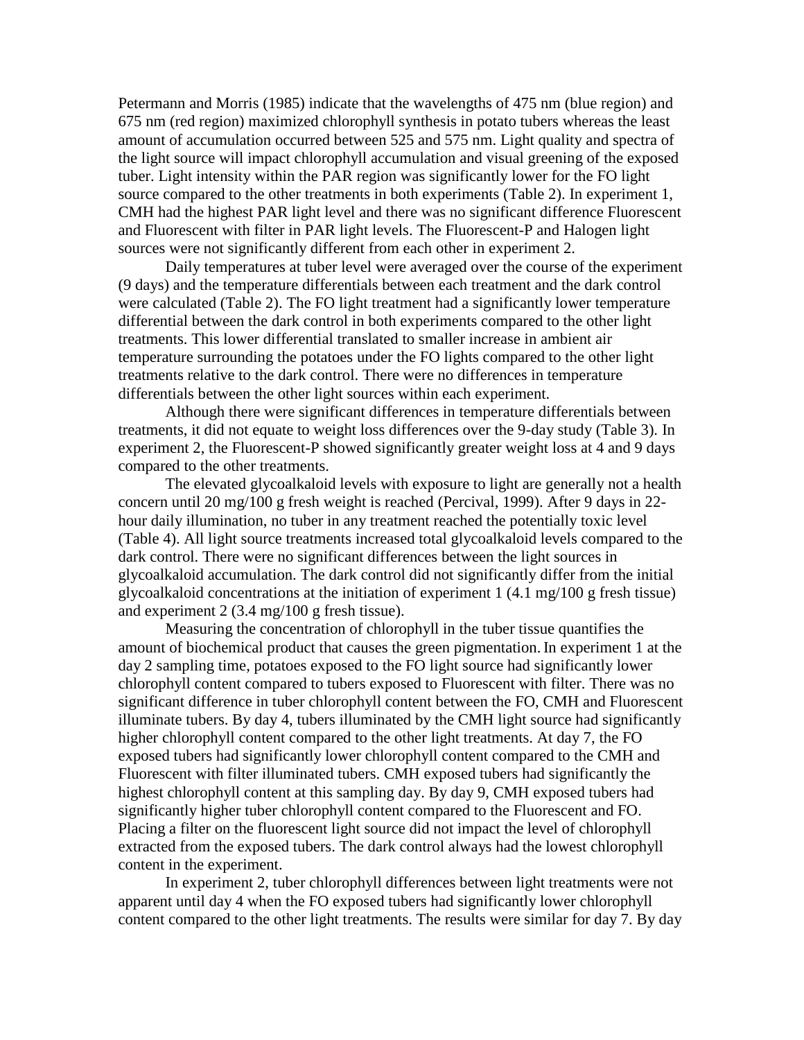Petermann and Morris (1985) indicate that the wavelengths of 475 nm (blue region) and 675 nm (red region) maximized chlorophyll synthesis in potato tubers whereas the least amount of accumulation occurred between 525 and 575 nm. Light quality and spectra of the light source will impact chlorophyll accumulation and visual greening of the exposed tuber. Light intensity within the PAR region was significantly lower for the FO light source compared to the other treatments in both experiments (Table 2). In experiment 1, CMH had the highest PAR light level and there was no significant difference Fluorescent and Fluorescent with filter in PAR light levels. The Fluorescent-P and Halogen light sources were not significantly different from each other in experiment 2.

Daily temperatures at tuber level were averaged over the course of the experiment (9 days) and the temperature differentials between each treatment and the dark control were calculated (Table 2). The FO light treatment had a significantly lower temperature differential between the dark control in both experiments compared to the other light treatments. This lower differential translated to smaller increase in ambient air temperature surrounding the potatoes under the FO lights compared to the other light treatments relative to the dark control. There were no differences in temperature differentials between the other light sources within each experiment.

Although there were significant differences in temperature differentials between treatments, it did not equate to weight loss differences over the 9-day study (Table 3). In experiment 2, the Fluorescent-P showed significantly greater weight loss at 4 and 9 days compared to the other treatments.

The elevated glycoalkaloid levels with exposure to light are generally not a health concern until 20 mg/100 g fresh weight is reached (Percival, 1999). After 9 days in 22-hour daily illumination, no tuber in any treatment reached the potentially toxic level (Table 4). All light source treatments increased total glycoalkaloid levels compared to the dark control. There were no significant differences between the light sources in glycoalkaloid accumulation. The dark control did not significantly differ from the initial glycoalkaloid concentrations at the initiation of experiment 1 (4.1 mg/100 g fresh tissue) and experiment 2 (3.4 mg/100 g fresh tissue).

Measuring the concentration of chlorophyll in the tuber tissue quantifies the amount of biochemical product that causes the green pigmentation. In experiment 1 at the day 2 sampling time, potatoes exposed to the FO light source had significantly lower chlorophyll content compared to tubers exposed to Fluorescent with filter. There was no significant difference in tuber chlorophyll content between the FO, CMH and Fluorescent illuminate tubers. By day 4, tubers illuminated by the CMH light source had significantly higher chlorophyll content compared to the other light treatments. At day 7, the FO exposed tubers had significantly lower chlorophyll content compared to the CMH and Fluorescent with filter illuminated tubers. CMH exposed tubers had significantly the highest chlorophyll content at this sampling day. By day 9, CMH exposed tubers had significantly higher tuber chlorophyll content compared to the Fluorescent and FO. Placing a filter on the fluorescent light source did not impact the level of chlorophyll extracted from the exposed tubers. The dark control always had the lowest chlorophyll content in the experiment.

In experiment 2, tuber chlorophyll differences between light treatments were not apparent until day 4 when the FO exposed tubers had significantly lower chlorophyll content compared to the other light treatments. The results were similar for day 7. By day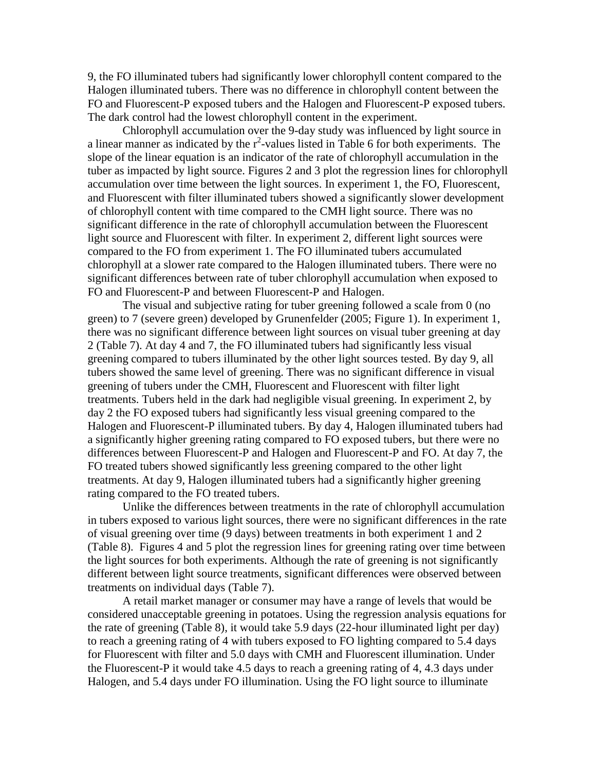9, the FO illuminated tubers had significantly lower chlorophyll content compared to the Halogen illuminated tubers. There was no difference in chlorophyll content between the FO and Fluorescent-P exposed tubers and the Halogen and Fluorescent-P exposed tubers. The dark control had the lowest chlorophyll content in the experiment.

Chlorophyll accumulation over the 9-day study was influenced by light source in a linear manner as indicated by the $r^2$-values listed in Table 6 for both experiments. The slope of the linear equation is an indicator of the rate of chlorophyll accumulation in the tuber as impacted by light source. Figures 2 and 3 plot the regression lines for chlorophyll accumulation over time between the light sources. In experiment 1, the FO, Fluorescent, and Fluorescent with filter illuminated tubers showed a significantly slower development of chlorophyll content with time compared to the CMH light source. There was no significant difference in the rate of chlorophyll accumulation between the Fluorescent light source and Fluorescent with filter. In experiment 2, different light sources were compared to the FO from experiment 1. The FO illuminated tubers accumulated chlorophyll at a slower rate compared to the Halogen illuminated tubers. There were no significant differences between rate of tuber chlorophyll accumulation when exposed to FO and Fluorescent-P and between Fluorescent-P and Halogen.

The visual and subjective rating for tuber greening followed a scale from 0 (no green) to 7 (severe green) developed by Grunenfelder (2005; Figure 1). In experiment 1, there was no significant difference between light sources on visual tuber greening at day 2 (Table 7). At day 4 and 7, the FO illuminated tubers had significantly less visual greening compared to tubers illuminated by the other light sources tested. By day 9, all tubers showed the same level of greening. There was no significant difference in visual greening of tubers under the CMH, Fluorescent and Fluorescent with filter light treatments. Tubers held in the dark had negligible visual greening. In experiment 2, by day 2 the FO exposed tubers had significantly less visual greening compared to the Halogen and Fluorescent-P illuminated tubers. By day 4, Halogen illuminated tubers had a significantly higher greening rating compared to FO exposed tubers, but there were no differences between Fluorescent-P and Halogen and Fluorescent-P and FO. At day 7, the FO treated tubers showed significantly less greening compared to the other light treatments. At day 9, Halogen illuminated tubers had a significantly higher greening rating compared to the FO treated tubers.

Unlike the differences between treatments in the rate of chlorophyll accumulation in tubers exposed to various light sources, there were no significant differences in the rate of visual greening over time (9 days) between treatments in both experiment 1 and 2 (Table 8). Figures 4 and 5 plot the regression lines for greening rating over time between the light sources for both experiments. Although the rate of greening is not significantly different between light source treatments, significant differences were observed between treatments on individual days (Table 7).

A retail market manager or consumer may have a range of levels that would be considered unacceptable greening in potatoes. Using the regression analysis equations for the rate of greening (Table 8), it would take 5.9 days (22-hour illuminated light per day) to reach a greening rating of 4 with tubers exposed to FO lighting compared to 5.4 days for Fluorescent with filter and 5.0 days with CMH and Fluorescent illumination. Under the Fluorescent-P it would take 4.5 days to reach a greening rating of 4, 4.3 days under Halogen, and 5.4 days under FO illumination. Using the FO light source to illuminate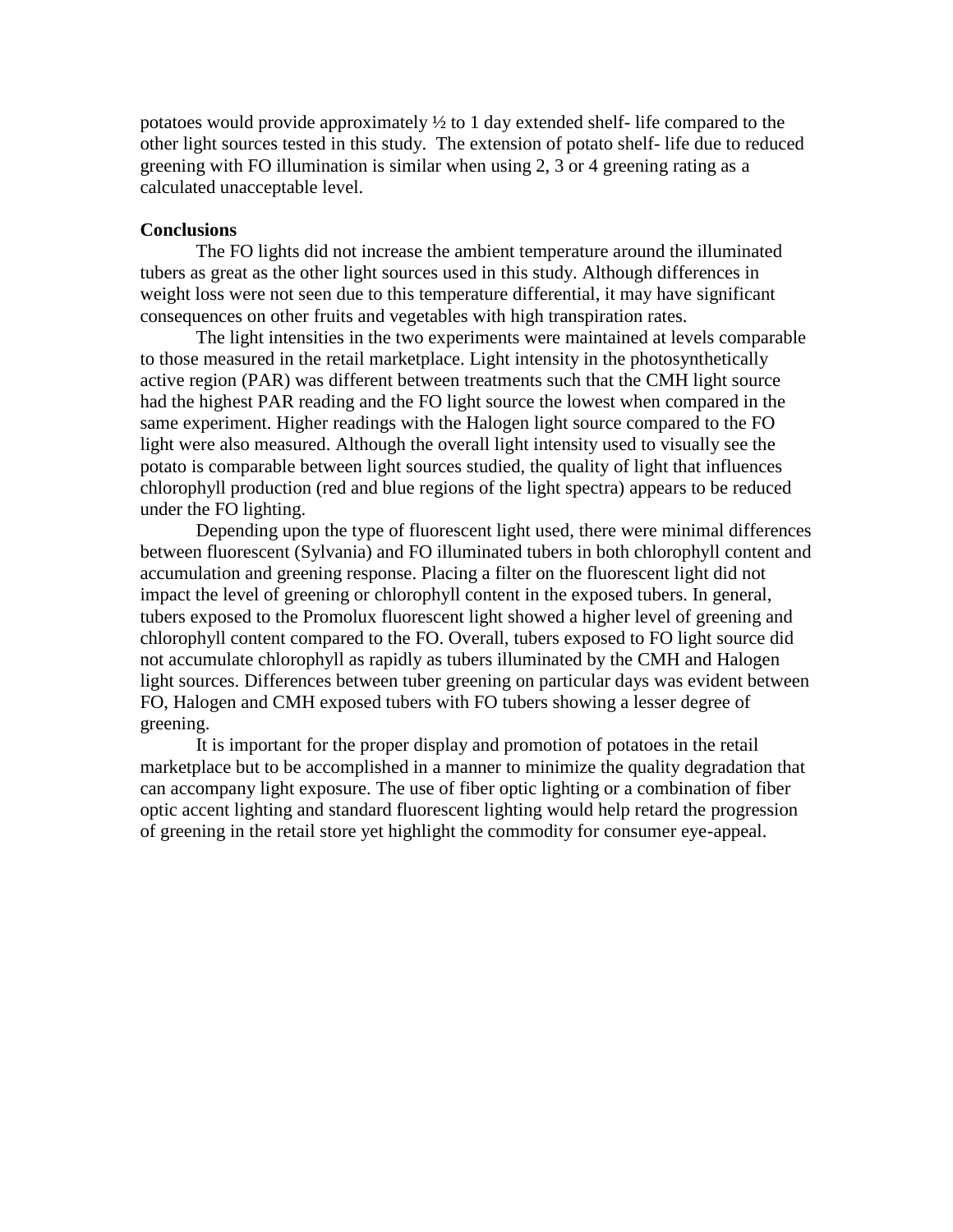potatoes would provide approximately ½ to 1 day extended shelf- life compared to the other light sources tested in this study. The extension of potato shelf- life due to reduced greening with FO illumination is similar when using 2, 3 or 4 greening rating as a calculated unacceptable level.

**Conclusions**

The FO lights did not increase the ambient temperature around the illuminated tubers as great as the other light sources used in this study. Although differences in weight loss were not seen due to this temperature differential, it may have significant consequences on other fruits and vegetables with high transpiration rates.

The light intensities in the two experiments were maintained at levels comparable to those measured in the retail marketplace. Light intensity in the photosynthetically active region (PAR) was different between treatments such that the CMH light source had the highest PAR reading and the FO light source the lowest when compared in the same experiment. Higher readings with the Halogen light source compared to the FO light were also measured. Although the overall light intensity used to visually see the potato is comparable between light sources studied, the quality of light that influences chlorophyll production (red and blue regions of the light spectra) appears to be reduced under the FO lighting.

Depending upon the type of fluorescent light used, there were minimal differences between fluorescent (Sylvania) and FO illuminated tubers in both chlorophyll content and accumulation and greening response. Placing a filter on the fluorescent light did not impact the level of greening or chlorophyll content in the exposed tubers. In general, tubers exposed to the Promolux fluorescent light showed a higher level of greening and chlorophyll content compared to the FO. Overall, tubers exposed to FO light source did not accumulate chlorophyll as rapidly as tubers illuminated by the CMH and Halogen light sources. Differences between tuber greening on particular days was evident between FO, Halogen and CMH exposed tubers with FO tubers showing a lesser degree of greening.

It is important for the proper display and promotion of potatoes in the retail marketplace but to be accomplished in a manner to minimize the quality degradation that can accompany light exposure. The use of fiber optic lighting or a combination of fiber optic accent lighting and standard fluorescent lighting would help retard the progression of greening in the retail store yet highlight the commodity for consumer eye-appeal.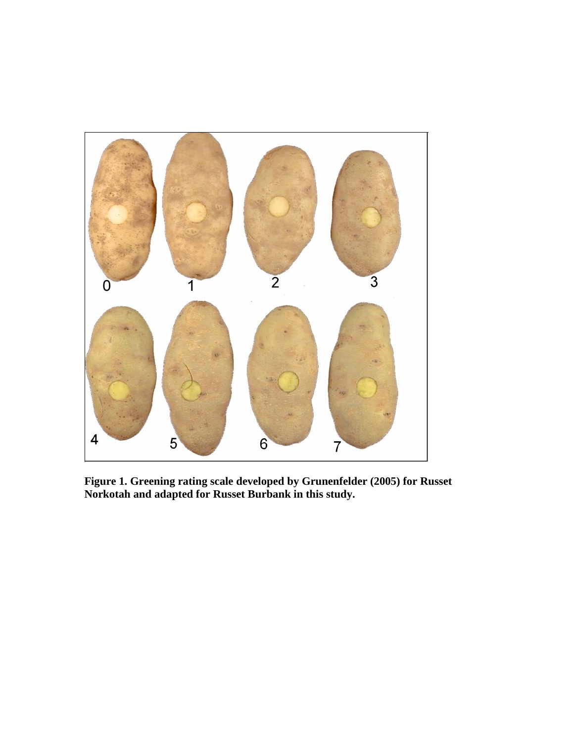**Figure 1. Greening rating scale developed by Grunenfelder (2005) for Russet Norkotah and adapted for Russet Burbank in this study.**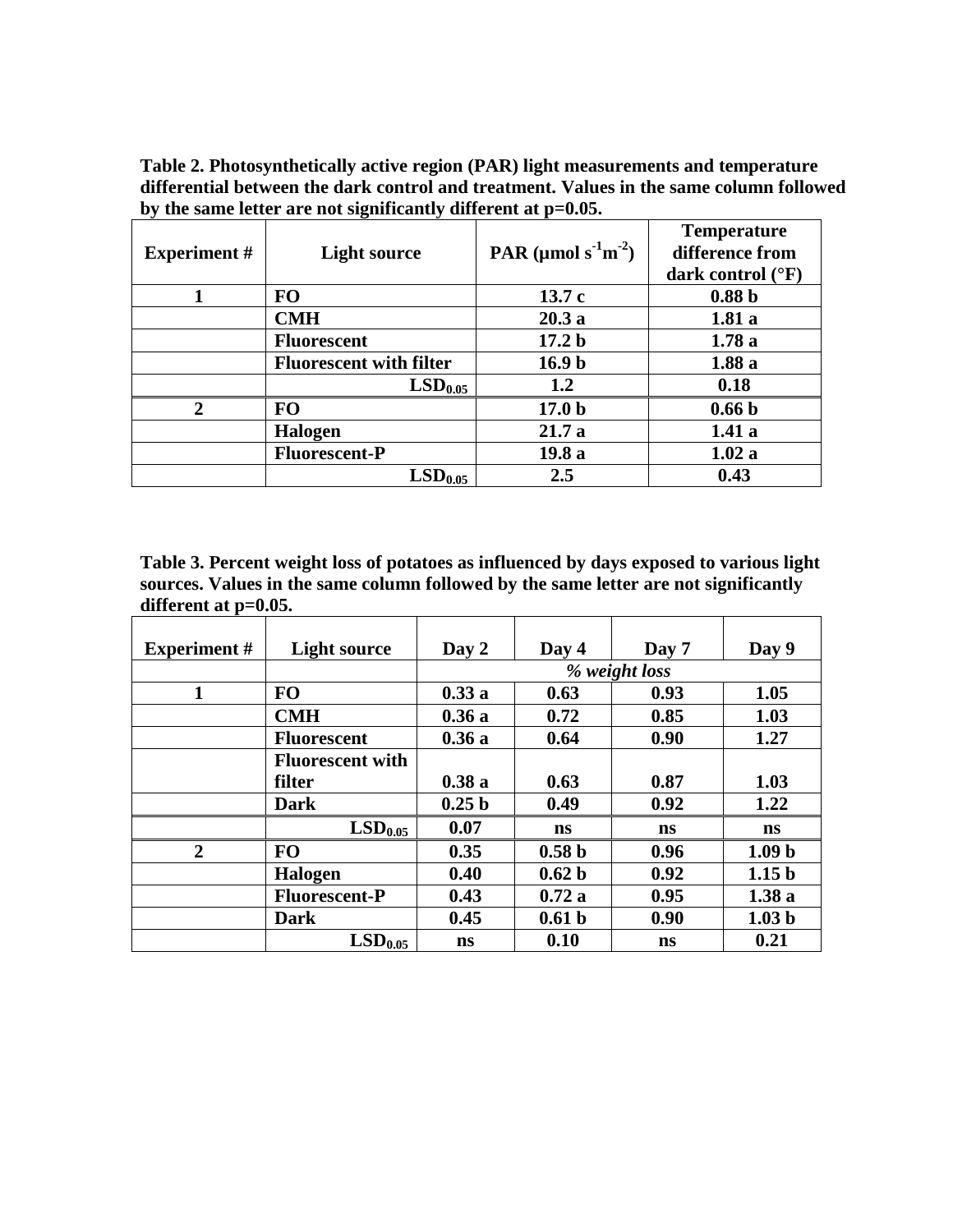**Table 2. Photosynthetically active region (PAR) light measurements and temperature differential between the dark control and treatment. Values in the same column followed by the same letter are not significantly different at p=0.05.**

| Experiment # | Light source | PAR (µmol $s^{-1}m^{-2}$) | Temperature difference from dark control (°F) |
|---|---|---|---|
| 1 | FO | 13.7 c | 0.88 b |
| | CMH | 20.3 a | 1.81 a |
| | Fluorescent | 17.2 b | 1.78 a |
| | Fluorescent with filter | 16.9 b | 1.88 a |
| | $LSD_{0.05}$ | 1.2 | 0.18 |
| 2 | FO | 17.0 b | 0.66 b |
| | Halogen | 21.7 a | 1.41 a |
| | Fluorescent-P | 19.8 a | 1.02 a |
| | $LSD_{0.05}$ | 2.5 | 0.43 |

**Table 3. Percent weight loss of potatoes as influenced by days exposed to various light sources. Values in the same column followed by the same letter are not significantly different at p=0.05.**

| Experiment # | Light source | Day 2 | Day 4 | Day 7 | Day 9 |
|---|---|---|---|---|---|
| | | *% weight loss* | | | |
| 1 | FO | 0.33 a | 0.63 | 0.93 | 1.05 |
| | CMH | 0.36 a | 0.72 | 0.85 | 1.03 |
| | Fluorescent | 0.36 a | 0.64 | 0.90 | 1.27 |
| | Fluorescent with filter | 0.38 a | 0.63 | 0.87 | 1.03 |
| | Dark | 0.25 b | 0.49 | 0.92 | 1.22 |
| | $LSD_{0.05}$ | 0.07 | ns | ns | ns |
| 2 | FO | 0.35 | 0.58 b | 0.96 | 1.09 b |
| | Halogen | 0.40 | 0.62 b | 0.92 | 1.15 b |
| | Fluorescent-P | 0.43 | 0.72 a | 0.95 | 1.38 a |
| | Dark | 0.45 | 0.61 b | 0.90 | 1.03 b |
| | $LSD_{0.05}$ | ns | 0.10 | ns | 0.21 |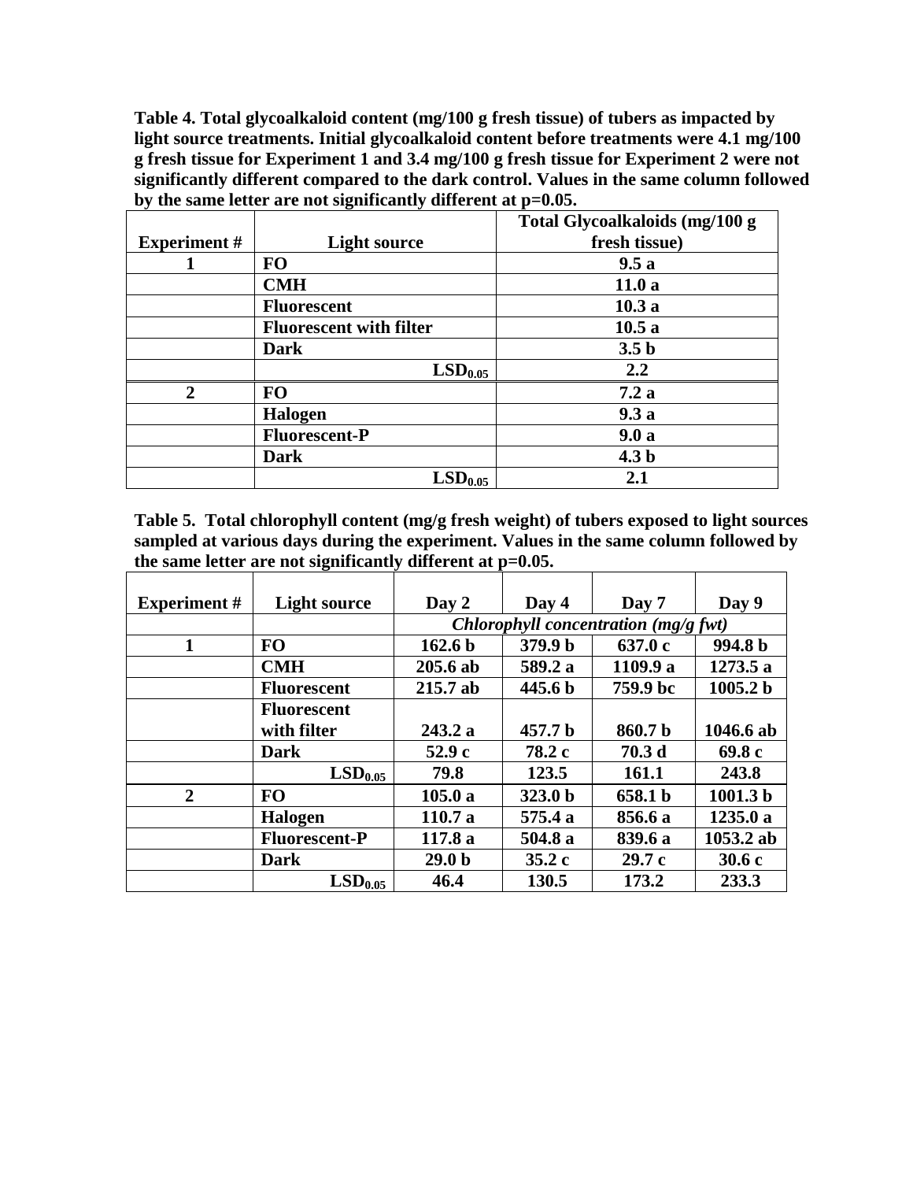**Table 4. Total glycoalkaloid content (mg/100 g fresh tissue) of tubers as impacted by light source treatments. Initial glycoalkaloid content before treatments were 4.1 mg/100 g fresh tissue for Experiment 1 and 3.4 mg/100 g fresh tissue for Experiment 2 were not significantly different compared to the dark control. Values in the same column followed by the same letter are not significantly different at p=0.05.**

| Experiment # | Light source | Total Glycoalkaloids (mg/100 g fresh tissue) |
|---|---|---|
| 1 | FO | 9.5 a |
| | CMH | 11.0 a |
| | Fluorescent | 10.3 a |
| | Fluorescent with filter | 10.5 a |
| | Dark | 3.5 b |
| | $LSD_{0.05}$ | 2.2 |
| 2 | FO | 7.2 a |
| | Halogen | 9.3 a |
| | Fluorescent-P | 9.0 a |
| | Dark | 4.3 b |
| | $LSD_{0.05}$ | 2.1 |

**Table 5. Total chlorophyll content (mg/g fresh weight) of tubers exposed to light sources sampled at various days during the experiment. Values in the same column followed by the same letter are not significantly different at p=0.05.**

| Experiment # | Light source | Day 2 | Day 4 | Day 7 | Day 9 |
|---|---|---|---|---|---|
| | | *Chlorophyll concentration (mg/g fwt)* | | | |
| 1 | FO | 162.6 b | 379.9 b | 637.0 c | 994.8 b |
| | CMH | 205.6 ab | 589.2 a | 1109.9 a | 1273.5 a |
| | Fluorescent | 215.7 ab | 445.6 b | 759.9 bc | 1005.2 b |
| | Fluorescent with filter | 243.2 a | 457.7 b | 860.7 b | 1046.6 ab |
| | Dark | 52.9 c | 78.2 c | 70.3 d | 69.8 c |
| | $LSD_{0.05}$ | 79.8 | 123.5 | 161.1 | 243.8 |
| 2 | FO | 105.0 a | 323.0 b | 658.1 b | 1001.3 b |
| | Halogen | 110.7 a | 575.4 a | 856.6 a | 1235.0 a |
| | Fluorescent-P | 117.8 a | 504.8 a | 839.6 a | 1053.2 ab |
| | Dark | 29.0 b | 35.2 c | 29.7 c | 30.6 c |
| | $LSD_{0.05}$ | 46.4 | 130.5 | 173.2 | 233.3 |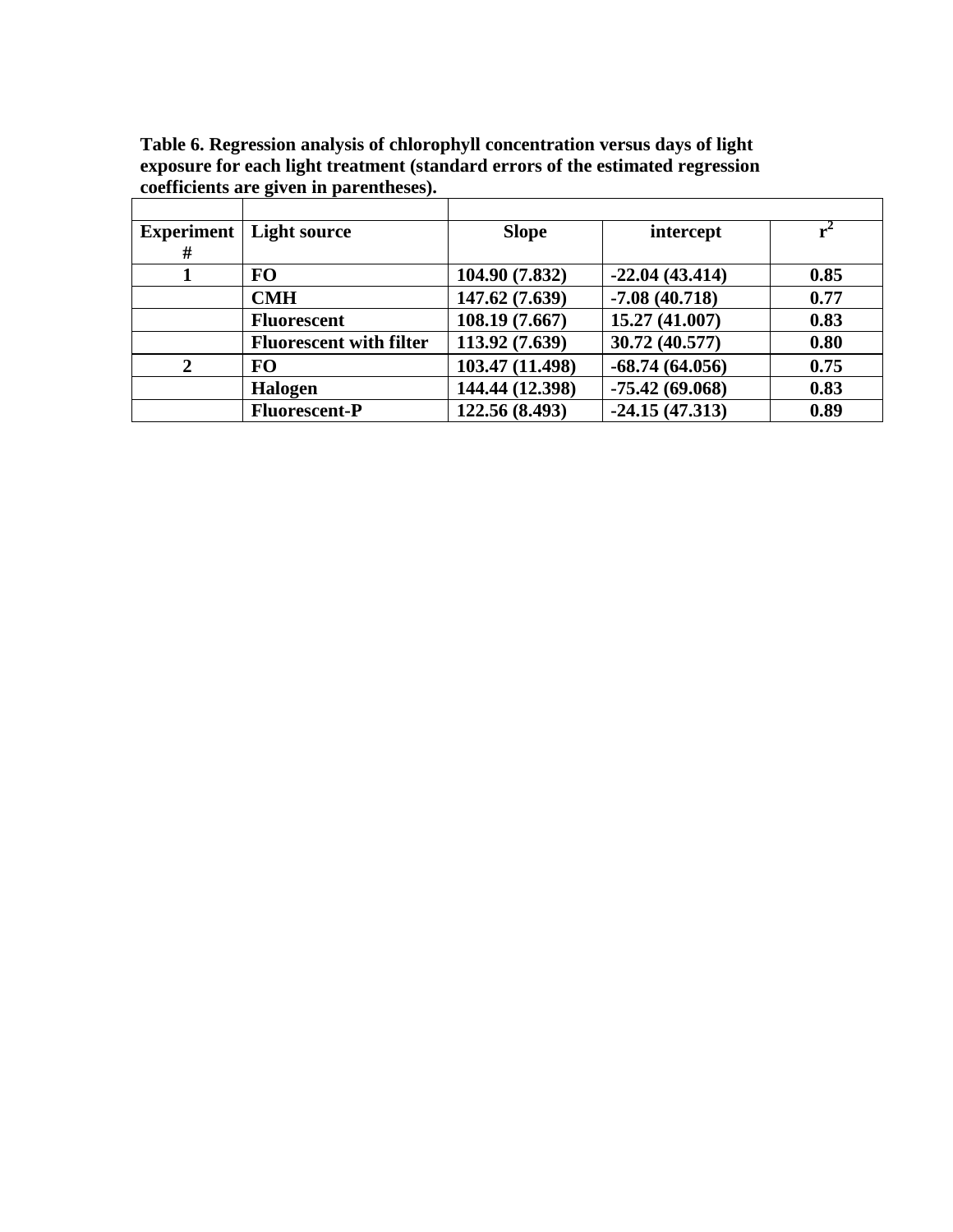**Table 6. Regression analysis of chlorophyll concentration versus days of light exposure for each light treatment (standard errors of the estimated regression coefficients are given in parentheses).**

| Experiment # | Light source | Slope | intercept | $r^2$ |
|---|---|---|---|---|
| **1** | **FO** | **104.90 (7.832)** | **-22.04 (43.414)** | **0.85** |
| | **CMH** | **147.62 (7.639)** | **-7.08 (40.718)** | **0.77** |
| | **Fluorescent** | **108.19 (7.667)** | **15.27 (41.007)** | **0.83** |
| | **Fluorescent with filter** | **113.92 (7.639)** | **30.72 (40.577)** | **0.80** |
| **2** | **FO** | **103.47 (11.498)** | **-68.74 (64.056)** | **0.75** |
| | **Halogen** | **144.44 (12.398)** | **-75.42 (69.068)** | **0.83** |
| | **Fluorescent-P** | **122.56 (8.493)** | **-24.15 (47.313)** | **0.89** |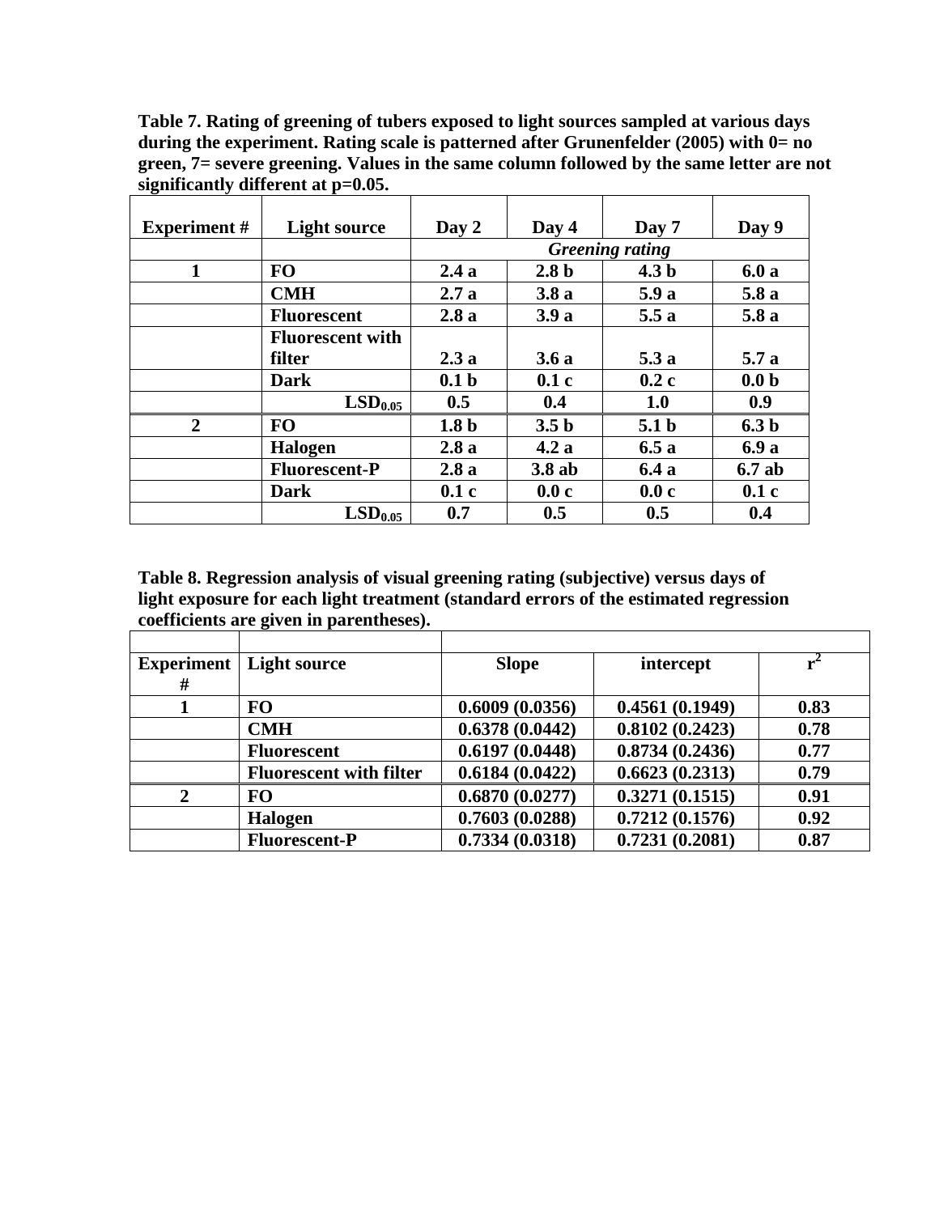**Table 7. Rating of greening of tubers exposed to light sources sampled at various days during the experiment. Rating scale is patterned after Grunenfelder (2005) with 0= no green, 7= severe greening. Values in the same column followed by the same letter are not significantly different at p=0.05.**

| Experiment # | Light source | Day 2 | Day 4 | Day 7 | Day 9 |
|---|---|---|---|---|---|
| | | *Greening rating* | | | |
| 1 | FO | 2.4 a | 2.8 b | 4.3 b | 6.0 a |
| | CMH | 2.7 a | 3.8 a | 5.9 a | 5.8 a |
| | Fluorescent | 2.8 a | 3.9 a | 5.5 a | 5.8 a |
| | Fluorescent with filter | 2.3 a | 3.6 a | 5.3 a | 5.7 a |
| | Dark | 0.1 b | 0.1 c | 0.2 c | 0.0 b |
| | $LSD_{0.05}$ | 0.5 | 0.4 | 1.0 | 0.9 |
| 2 | FO | 1.8 b | 3.5 b | 5.1 b | 6.3 b |
| | Halogen | 2.8 a | 4.2 a | 6.5 a | 6.9 a |
| | Fluorescent-P | 2.8 a | 3.8 ab | 6.4 a | 6.7 ab |
| | Dark | 0.1 c | 0.0 c | 0.0 c | 0.1 c |
| | $LSD_{0.05}$ | 0.7 | 0.5 | 0.5 | 0.4 |

**Table 8. Regression analysis of visual greening rating (subjective) versus days of light exposure for each light treatment (standard errors of the estimated regression coefficients are given in parentheses).**

| Experiment # | Light source | Slope | intercept | $r^2$ |
|---|---|---|---|---|
| 1 | FO | 0.6009 (0.0356) | 0.4561 (0.1949) | 0.83 |
| | CMH | 0.6378 (0.0442) | 0.8102 (0.2423) | 0.78 |
| | Fluorescent | 0.6197 (0.0448) | 0.8734 (0.2436) | 0.77 |
| | Fluorescent with filter | 0.6184 (0.0422) | 0.6623 (0.2313) | 0.79 |
| 2 | FO | 0.6870 (0.0277) | 0.3271 (0.1515) | 0.91 |
| | Halogen | 0.7603 (0.0288) | 0.7212 (0.1576) | 0.92 |
| | Fluorescent-P | 0.7334 (0.0318) | 0.7231 (0.2081) | 0.87 |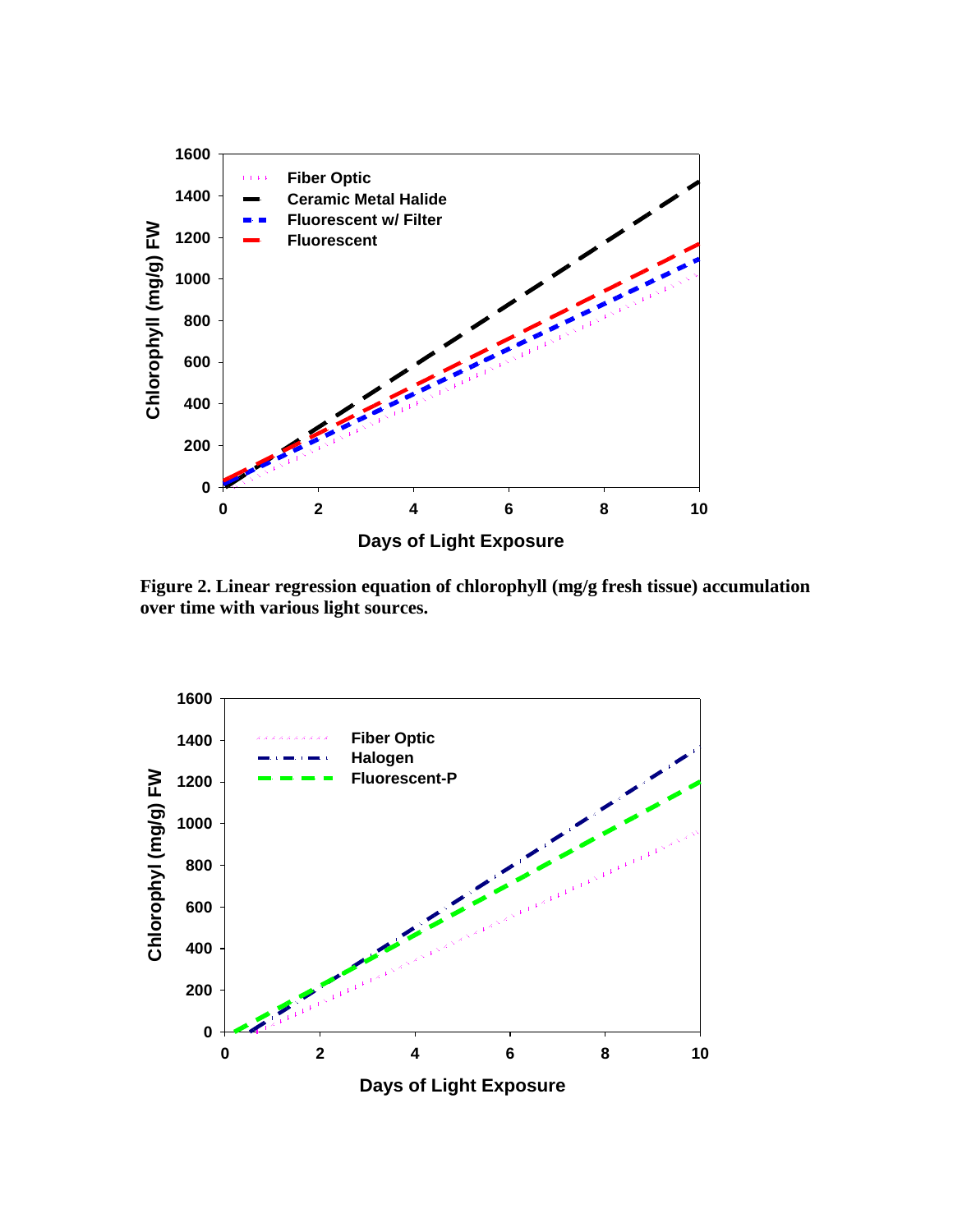**Figure 2. Linear regression equation of chlorophyll (mg/g fresh tissue) accumulation over time with various light sources.**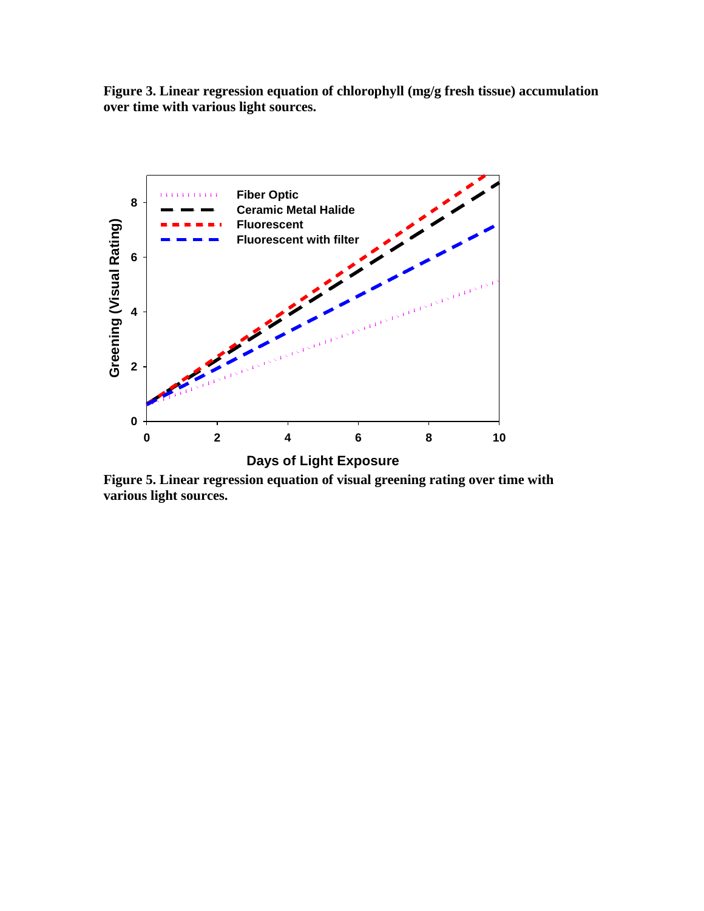**Figure 3. Linear regression equation of chlorophyll (mg/g fresh tissue) accumulation over time with various light sources.**

**Figure 5. Linear regression equation of visual greening rating over time with various light sources.**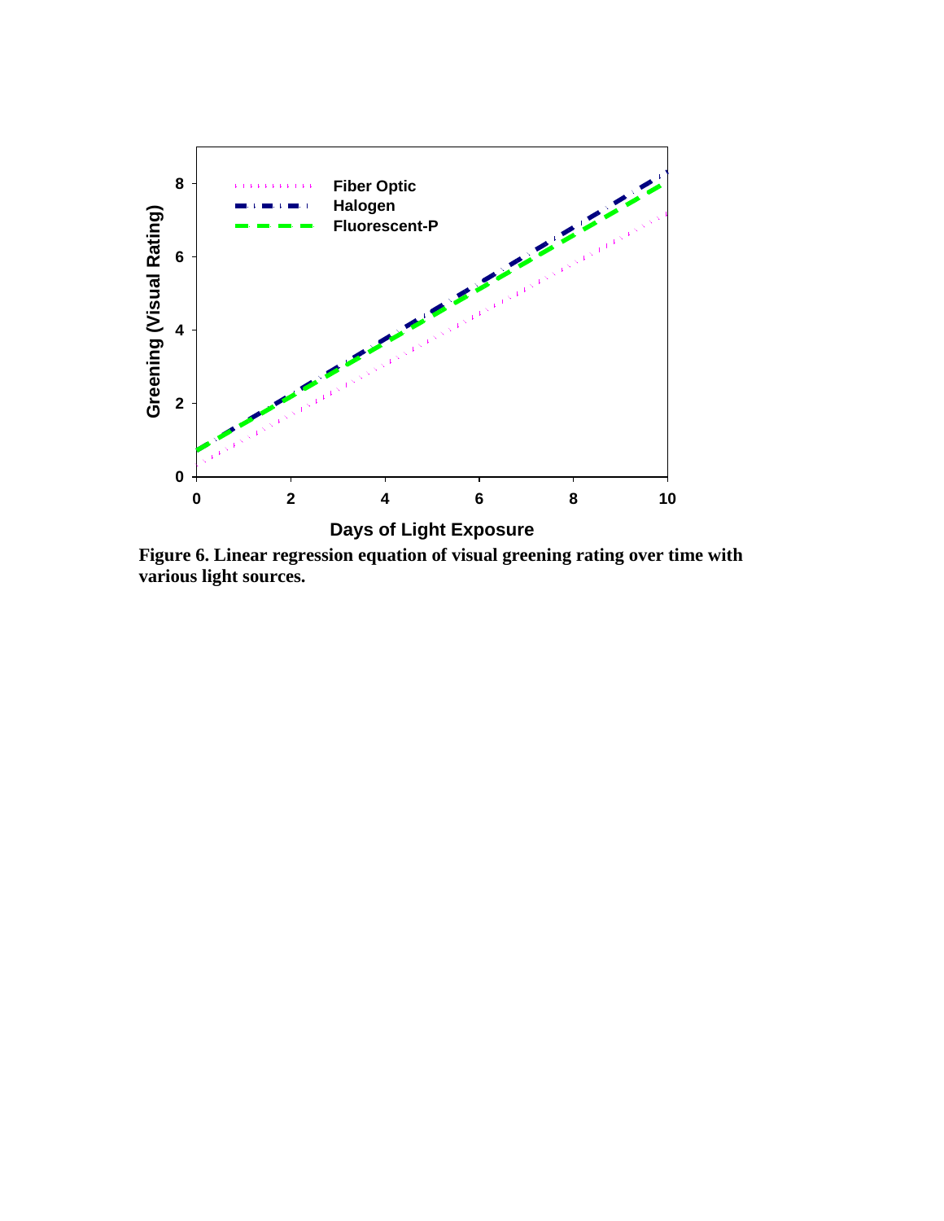**Figure 6. Linear regression equation of visual greening rating over time with various light sources.**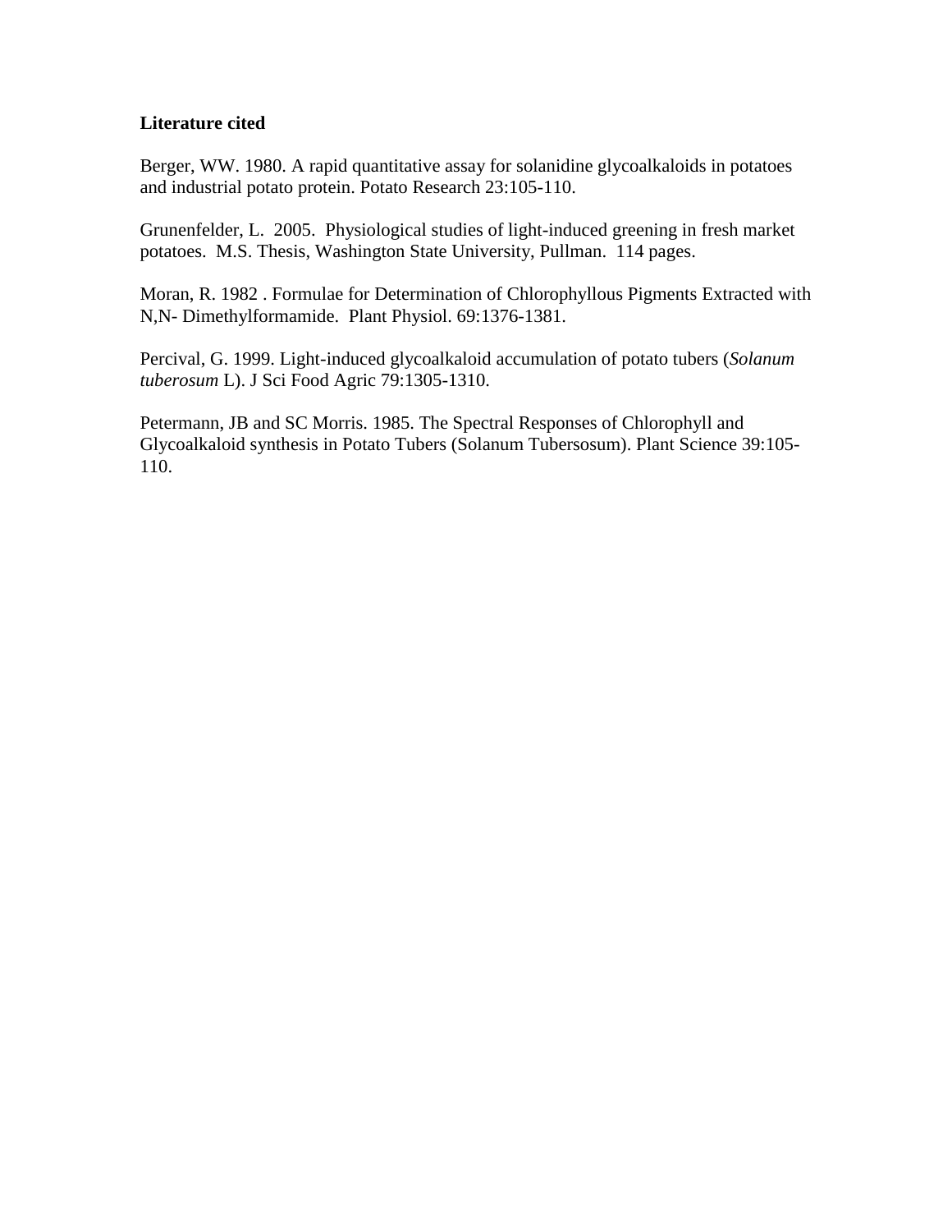**Literature cited**

Berger, WW. 1980. A rapid quantitative assay for solanidine glycoalkaloids in potatoes and industrial potato protein. Potato Research 23:105-110.

Grunenfelder, L. 2005. Physiological studies of light-induced greening in fresh market potatoes. M.S. Thesis, Washington State University, Pullman. 114 pages.

Moran, R. 1982 . Formulae for Determination of Chlorophyllous Pigments Extracted with N,N- Dimethylformamide. Plant Physiol. 69:1376-1381.

Percival, G. 1999. Light-induced glycoalkaloid accumulation of potato tubers (*Solanum tuberosum* L). J Sci Food Agric 79:1305-1310.

Petermann, JB and SC Morris. 1985. The Spectral Responses of Chlorophyll and Glycoalkaloid synthesis in Potato Tubers (Solanum Tubersosum). Plant Science 39:105-110.